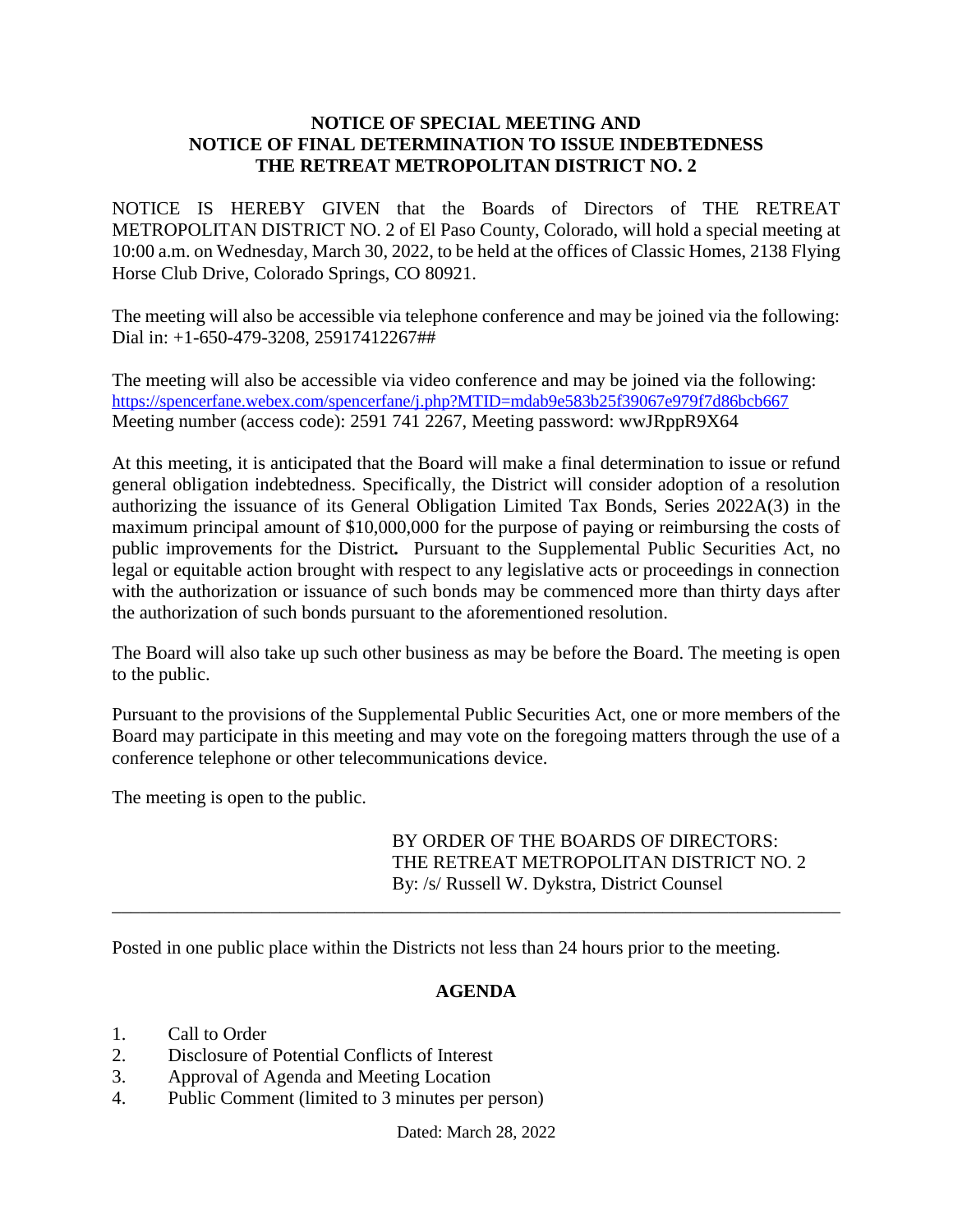# NOTICE OF SPECIAL MEETING AND NOTICE OF FINAL DETERMINATION TO ISSUE INDEBTEDNESS THE RETREAT METROPOLITAN DISTRICT NO. 2

NOTICE IS HEREBY GIVEN that the Boards of Directors of THE RETREAT METROPOLITAN DISTRICT NO. 2 of El Paso County, Colorado, will hold a special meeting at 10:00 a.m. on Wednesday, March 30, 2022, to be held at the offices of Classic Homes, 2138 Flying Horse Club Drive, Colorado Springs, CO 80921.

The meeting will also be accessible via telephone conference and may be joined via the following: Dial in: +1-650-479-3208, 25917412267##

The meeting will also be accessible via video conference and may be joined via the following: https://spencerfane.webex.com/spencerfane/j.php?MTID=mdab9e583b25f39067e979f7d86bcb667
Meeting number (access code): 2591 741 2267, Meeting password: wwJRppR9X64

At this meeting, it is anticipated that the Board will make a final determination to issue or refund general obligation indebtedness. Specifically, the District will consider adoption of a resolution authorizing the issuance of its General Obligation Limited Tax Bonds, Series 2022A(3) in the maximum principal amount of $10,000,000 for the purpose of paying or reimbursing the costs of public improvements for the District**.** Pursuant to the Supplemental Public Securities Act, no legal or equitable action brought with respect to any legislative acts or proceedings in connection with the authorization or issuance of such bonds may be commenced more than thirty days after the authorization of such bonds pursuant to the aforementioned resolution.

The Board will also take up such other business as may be before the Board. The meeting is open to the public.

Pursuant to the provisions of the Supplemental Public Securities Act, one or more members of the Board may participate in this meeting and may vote on the foregoing matters through the use of a conference telephone or other telecommunications device.

The meeting is open to the public.

BY ORDER OF THE BOARDS OF DIRECTORS:
THE RETREAT METROPOLITAN DISTRICT NO. 2
By: /s/ Russell W. Dykstra, District Counsel

---

Posted in one public place within the Districts not less than 24 hours prior to the meeting.

## AGENDA

1. Call to Order
2. Disclosure of Potential Conflicts of Interest
3. Approval of Agenda and Meeting Location
4. Public Comment (limited to 3 minutes per person)

Dated: March 28, 2022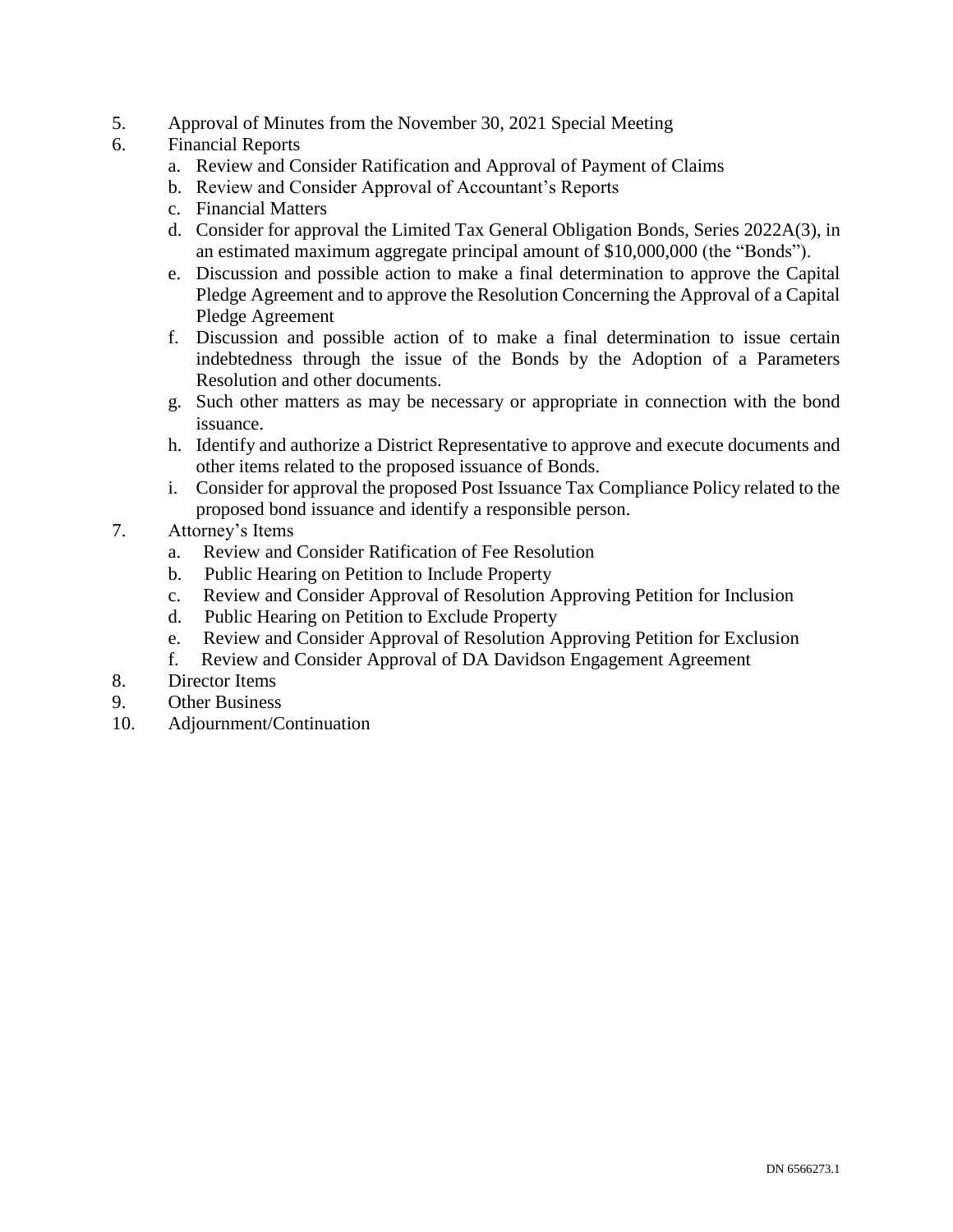5. Approval of Minutes from the November 30, 2021 Special Meeting
6. Financial Reports
   a. Review and Consider Ratification and Approval of Payment of Claims
   b. Review and Consider Approval of Accountant's Reports
   c. Financial Matters
   d. Consider for approval the Limited Tax General Obligation Bonds, Series 2022A(3), in an estimated maximum aggregate principal amount of $10,000,000 (the "Bonds").
   e. Discussion and possible action to make a final determination to approve the Capital Pledge Agreement and to approve the Resolution Concerning the Approval of a Capital Pledge Agreement
   f. Discussion and possible action of to make a final determination to issue certain indebtedness through the issue of the Bonds by the Adoption of a Parameters Resolution and other documents.
   g. Such other matters as may be necessary or appropriate in connection with the bond issuance.
   h. Identify and authorize a District Representative to approve and execute documents and other items related to the proposed issuance of Bonds.
   i. Consider for approval the proposed Post Issuance Tax Compliance Policy related to the proposed bond issuance and identify a responsible person.
7. Attorney's Items
   a. Review and Consider Ratification of Fee Resolution
   b. Public Hearing on Petition to Include Property
   c. Review and Consider Approval of Resolution Approving Petition for Inclusion
   d. Public Hearing on Petition to Exclude Property
   e. Review and Consider Approval of Resolution Approving Petition for Exclusion
   f. Review and Consider Approval of DA Davidson Engagement Agreement
8. Director Items
9. Other Business
10. Adjournment/Continuation

DN 6566273.1